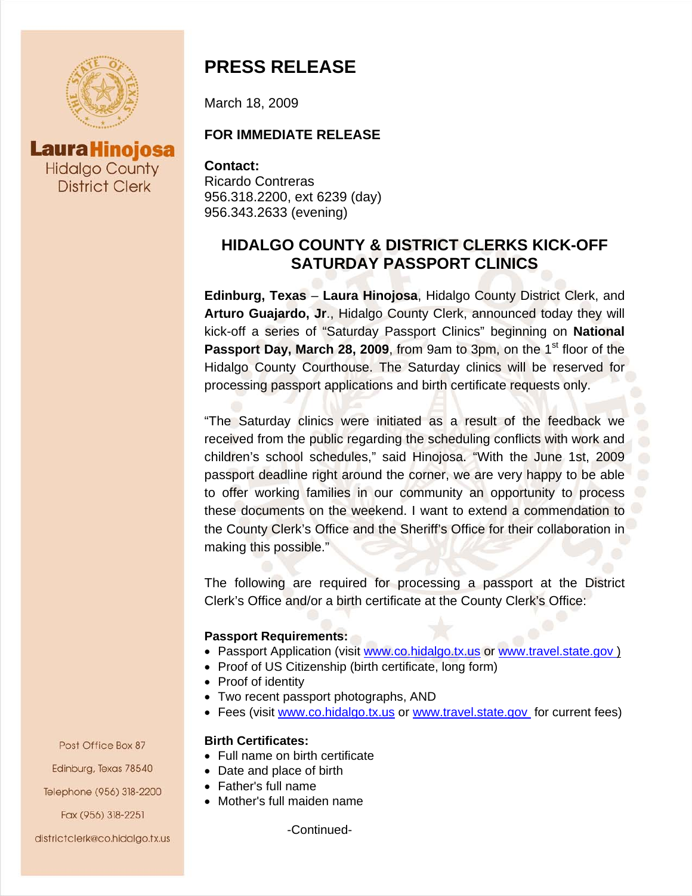Laura Hinojosa
Hidalgo County
District Clerk

# PRESS RELEASE

March 18, 2009

**FOR IMMEDIATE RELEASE**

**Contact:**
Ricardo Contreras
956.318.2200, ext 6239 (day)
956.343.2633 (evening)

## HIDALGO COUNTY & DISTRICT CLERKS KICK-OFF SATURDAY PASSPORT CLINICS

**Edinburg, Texas** – **Laura Hinojosa**, Hidalgo County District Clerk, and **Arturo Guajardo, Jr**., Hidalgo County Clerk, announced today they will kick-off a series of "Saturday Passport Clinics" beginning on **National Passport Day, March 28, 2009**, from 9am to 3pm, on the 1st floor of the Hidalgo County Courthouse. The Saturday clinics will be reserved for processing passport applications and birth certificate requests only.

"The Saturday clinics were initiated as a result of the feedback we received from the public regarding the scheduling conflicts with work and children's school schedules," said Hinojosa. "With the June 1st, 2009 passport deadline right around the corner, we are very happy to be able to offer working families in our community an opportunity to process these documents on the weekend. I want to extend a commendation to the County Clerk's Office and the Sheriff's Office for their collaboration in making this possible."

The following are required for processing a passport at the District Clerk's Office and/or a birth certificate at the County Clerk's Office:

**Passport Requirements:**

- Passport Application (visit www.co.hidalgo.tx.us or www.travel.state.gov )
- Proof of US Citizenship (birth certificate, long form)
- Proof of identity
- Two recent passport photographs, AND
- Fees (visit www.co.hidalgo.tx.us or www.travel.state.gov for current fees)

**Birth Certificates:**

- Full name on birth certificate
- Date and place of birth
- Father's full name
- Mother's full maiden name

-Continued-

Post Office Box 87
Edinburg, Texas 78540
Telephone (956) 318-2200
Fax (956) 318-2251
districtclerk@co.hidalgo.tx.us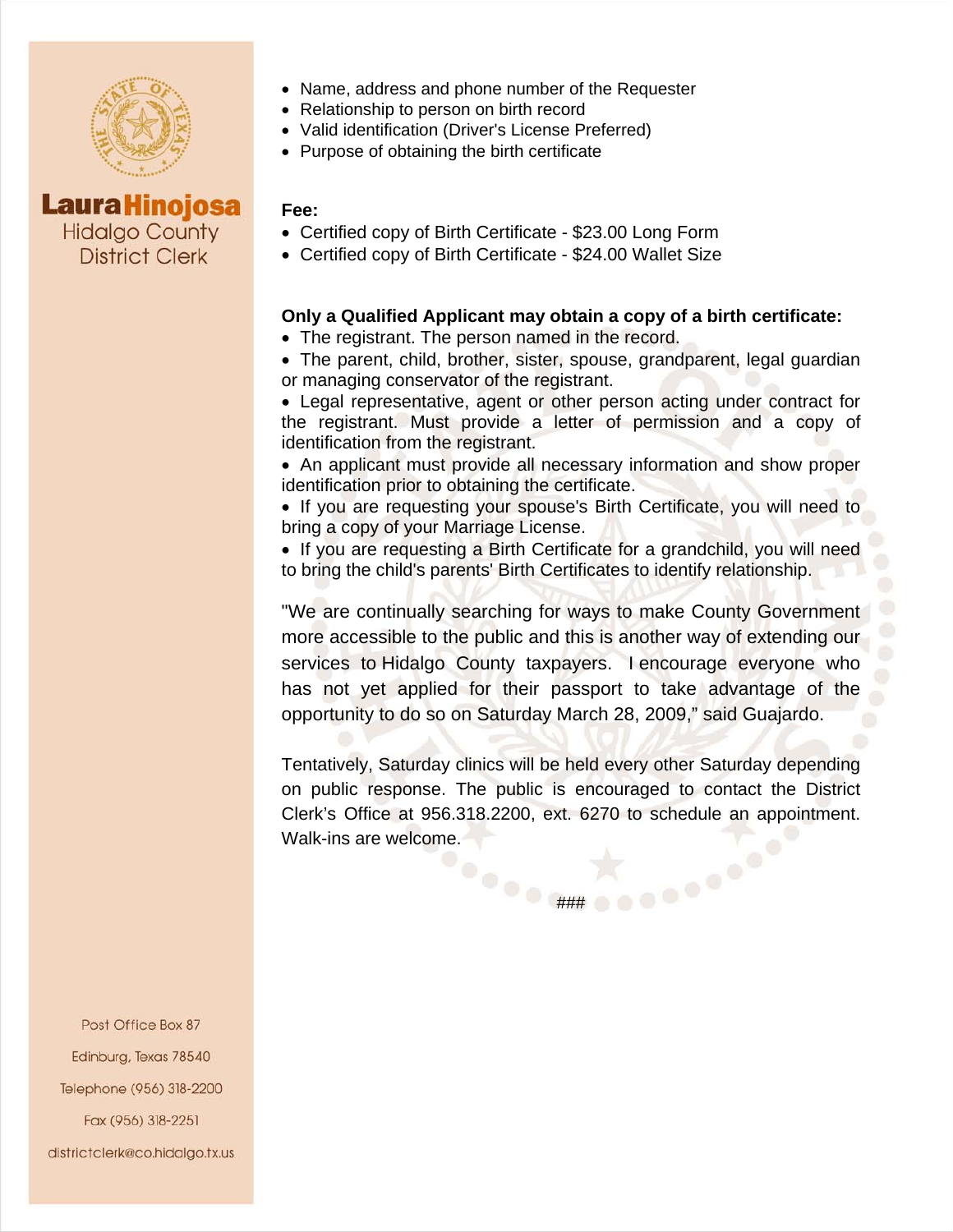Laura Hinojosa
Hidalgo County
District Clerk

- Name, address and phone number of the Requester
- Relationship to person on birth record
- Valid identification (Driver's License Preferred)
- Purpose of obtaining the birth certificate

**Fee:**

- Certified copy of Birth Certificate - $23.00 Long Form
- Certified copy of Birth Certificate - $24.00 Wallet Size

**Only a Qualified Applicant may obtain a copy of a birth certificate:**

- The registrant. The person named in the record.
- The parent, child, brother, sister, spouse, grandparent, legal guardian or managing conservator of the registrant.
- Legal representative, agent or other person acting under contract for the registrant. Must provide a letter of permission and a copy of identification from the registrant.
- An applicant must provide all necessary information and show proper identification prior to obtaining the certificate.
- If you are requesting your spouse's Birth Certificate, you will need to bring a copy of your Marriage License.
- If you are requesting a Birth Certificate for a grandchild, you will need to bring the child's parents' Birth Certificates to identify relationship.

"We are continually searching for ways to make County Government more accessible to the public and this is another way of extending our services to Hidalgo County taxpayers. I encourage everyone who has not yet applied for their passport to take advantage of the opportunity to do so on Saturday March 28, 2009," said Guajardo.

Tentatively, Saturday clinics will be held every other Saturday depending on public response. The public is encouraged to contact the District Clerk's Office at 956.318.2200, ext. 6270 to schedule an appointment. Walk-ins are welcome.

###

Post Office Box 87
Edinburg, Texas 78540
Telephone (956) 318-2200
Fax (956) 318-2251
districtclerk@co.hidalgo.tx.us